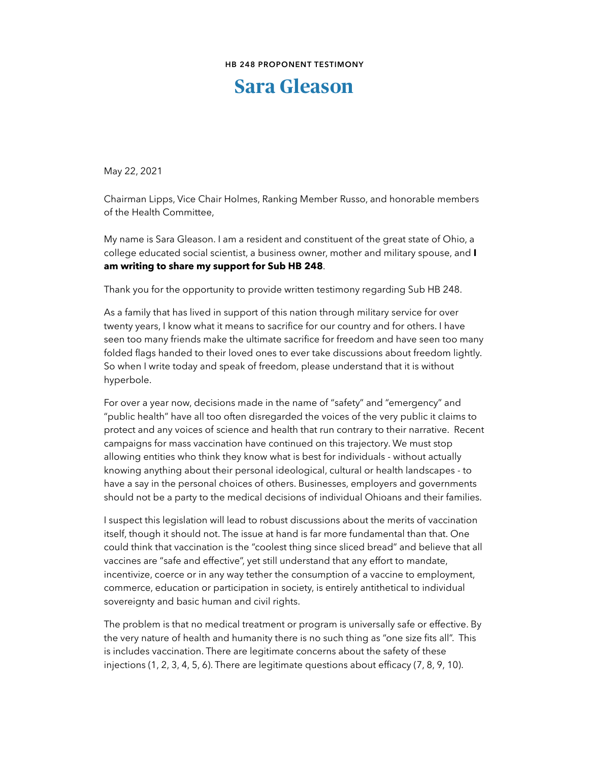**HB 248 PROPONENT TESTIMONY**

# Sara Gleason

May 22, 2021

Chairman Lipps, Vice Chair Holmes, Ranking Member Russo, and honorable members of the Health Committee,

My name is Sara Gleason. I am a resident and constituent of the great state of Ohio, a college educated social scientist, a business owner, mother and military spouse, and **I am writing to share my support for Sub HB 248**.

Thank you for the opportunity to provide written testimony regarding Sub HB 248.

As a family that has lived in support of this nation through military service for over twenty years, I know what it means to sacrifice for our country and for others. I have seen too many friends make the ultimate sacrifice for freedom and have seen too many folded flags handed to their loved ones to ever take discussions about freedom lightly. So when I write today and speak of freedom, please understand that it is without hyperbole.

For over a year now, decisions made in the name of "safety" and "emergency" and "public health" have all too often disregarded the voices of the very public it claims to protect and any voices of science and health that run contrary to their narrative. Recent campaigns for mass vaccination have continued on this trajectory. We must stop allowing entities who think they know what is best for individuals - without actually knowing anything about their personal ideological, cultural or health landscapes - to have a say in the personal choices of others. Businesses, employers and governments should not be a party to the medical decisions of individual Ohioans and their families.

I suspect this legislation will lead to robust discussions about the merits of vaccination itself, though it should not. The issue at hand is far more fundamental than that. One could think that vaccination is the "coolest thing since sliced bread" and believe that all vaccines are "safe and effective", yet still understand that any effort to mandate, incentivize, coerce or in any way tether the consumption of a vaccine to employment, commerce, education or participation in society, is entirely antithetical to individual sovereignty and basic human and civil rights.

The problem is that no medical treatment or program is universally safe or effective. By the very nature of health and humanity there is no such thing as "one size fits all". This is includes vaccination. There are legitimate concerns about the safety of these injections (1, 2, 3, 4, 5, 6). There are legitimate questions about efficacy (7, 8, 9, 10).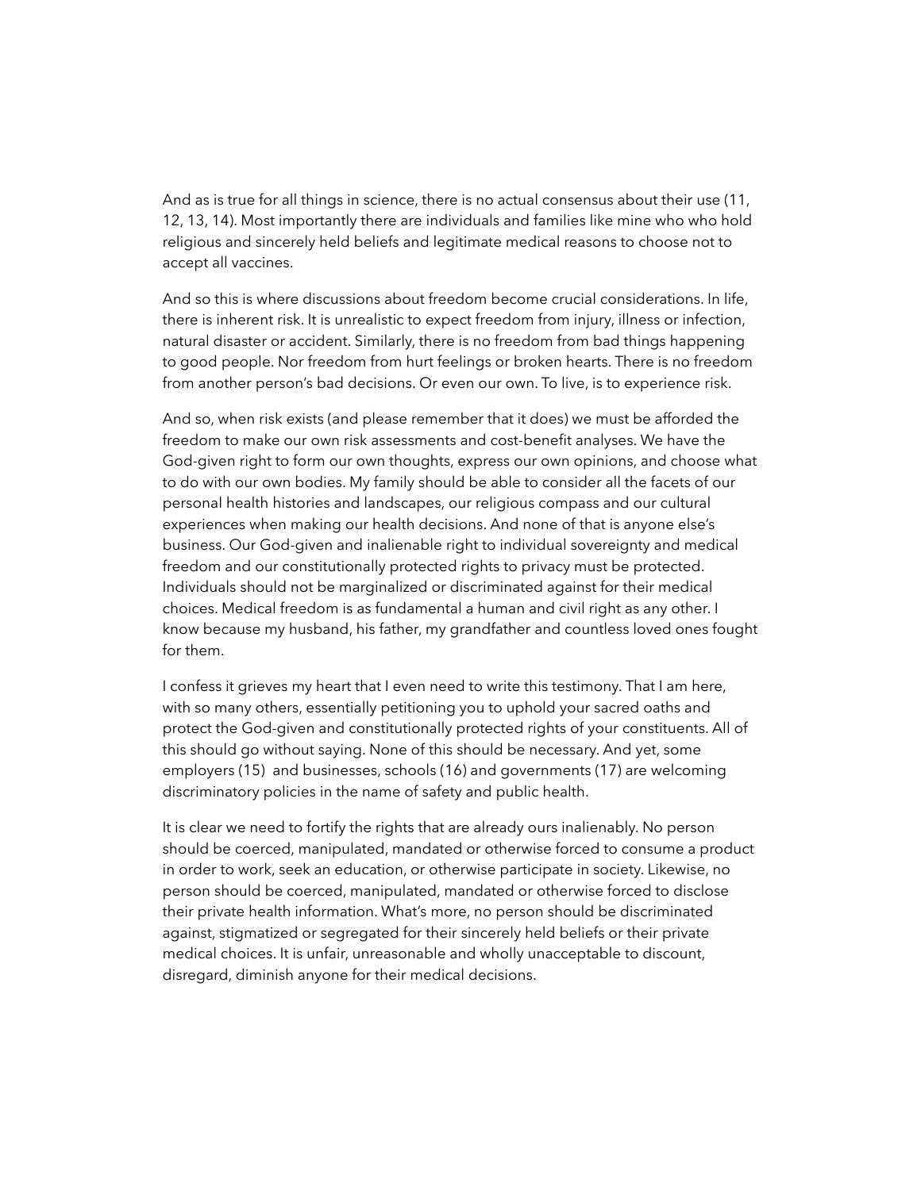And as is true for all things in science, there is no actual consensus about their use (11, 12, 13, 14). Most importantly there are individuals and families like mine who who hold religious and sincerely held beliefs and legitimate medical reasons to choose not to accept all vaccines.

And so this is where discussions about freedom become crucial considerations. In life, there is inherent risk. It is unrealistic to expect freedom from injury, illness or infection, natural disaster or accident. Similarly, there is no freedom from bad things happening to good people. Nor freedom from hurt feelings or broken hearts. There is no freedom from another person's bad decisions. Or even our own. To live, is to experience risk.

And so, when risk exists (and please remember that it does) we must be afforded the freedom to make our own risk assessments and cost-benefit analyses. We have the God-given right to form our own thoughts, express our own opinions, and choose what to do with our own bodies. My family should be able to consider all the facets of our personal health histories and landscapes, our religious compass and our cultural experiences when making our health decisions. And none of that is anyone else's business. Our God-given and inalienable right to individual sovereignty and medical freedom and our constitutionally protected rights to privacy must be protected. Individuals should not be marginalized or discriminated against for their medical choices. Medical freedom is as fundamental a human and civil right as any other. I know because my husband, his father, my grandfather and countless loved ones fought for them.

I confess it grieves my heart that I even need to write this testimony. That I am here, with so many others, essentially petitioning you to uphold your sacred oaths and protect the God-given and constitutionally protected rights of your constituents. All of this should go without saying. None of this should be necessary. And yet, some employers (15) and businesses, schools (16) and governments (17) are welcoming discriminatory policies in the name of safety and public health.

It is clear we need to fortify the rights that are already ours inalienably. No person should be coerced, manipulated, mandated or otherwise forced to consume a product in order to work, seek an education, or otherwise participate in society. Likewise, no person should be coerced, manipulated, mandated or otherwise forced to disclose their private health information. What's more, no person should be discriminated against, stigmatized or segregated for their sincerely held beliefs or their private medical choices. It is unfair, unreasonable and wholly unacceptable to discount, disregard, diminish anyone for their medical decisions.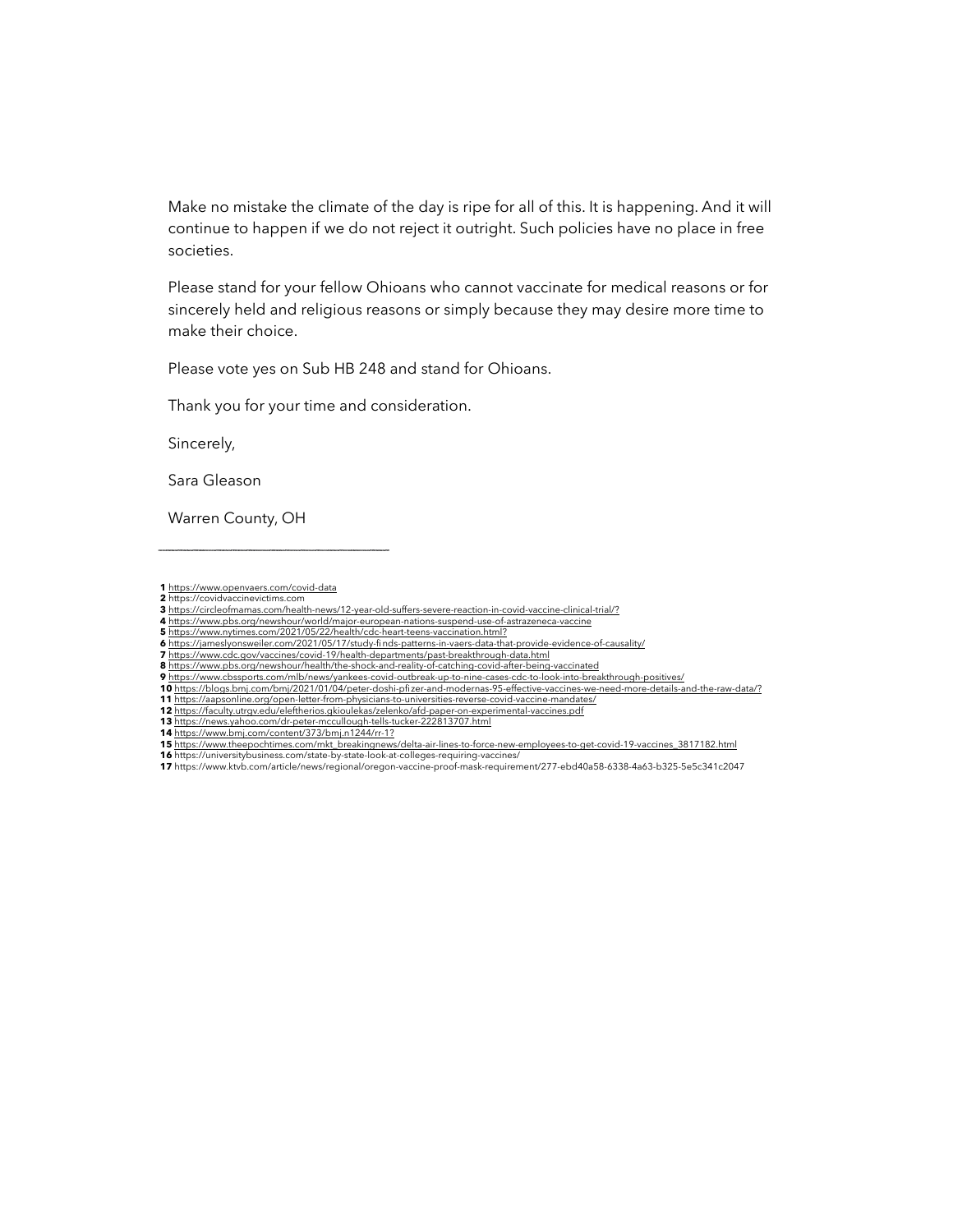Make no mistake the climate of the day is ripe for all of this. It is happening. And it will continue to happen if we do not reject it outright. Such policies have no place in free societies.

Please stand for your fellow Ohioans who cannot vaccinate for medical reasons or for sincerely held and religious reasons or simply because they may desire more time to make their choice.

Please vote yes on Sub HB 248 and stand for Ohioans.

Thank you for your time and consideration.

Sincerely,

Sara Gleason

Warren County, OH

---

**1** https://www.openvaers.com/covid-data
**2** https://covidvaccinevictims.com
**3** https://circleofmamas.com/health-news/12-year-old-suffers-severe-reaction-in-covid-vaccine-clinical-trial/?
**4** https://www.pbs.org/newshour/world/major-european-nations-suspend-use-of-astrazeneca-vaccine
**5** https://www.nytimes.com/2021/05/22/health/cdc-heart-teens-vaccination.html?
**6** https://jameslyonsweiler.com/2021/05/17/study-finds-patterns-in-vaers-data-that-provide-evidence-of-causality/
**7** https://www.cdc.gov/vaccines/covid-19/health-departments/past-breakthrough-data.html
**8** https://www.pbs.org/newshour/health/the-shock-and-reality-of-catching-covid-after-being-vaccinated
**9** https://www.cbssports.com/mlb/news/yankees-covid-outbreak-up-to-nine-cases-cdc-to-look-into-breakthrough-positives/
**10** https://blogs.bmj.com/bmj/2021/01/04/peter-doshi-pfizer-and-modernas-95-effective-vaccines-we-need-more-details-and-the-raw-data/?
**11** https://aapsonline.org/open-letter-from-physicians-to-universities-reverse-covid-vaccine-mandates/
**12** https://faculty.utrgv.edu/eleftherios.gkioulekas/zelenko/afd-paper-on-experimental-vaccines.pdf
**13** https://news.yahoo.com/dr-peter-mccullough-tells-tucker-222813707.html
**14** https://www.bmj.com/content/373/bmj.n1244/rr-1?
**15** https://www.theepochtimes.com/mkt_breakingnews/delta-air-lines-to-force-new-employees-to-get-covid-19-vaccines_3817182.html
**16** https://universitybusiness.com/state-by-state-look-at-colleges-requiring-vaccines/
**17** https://www.ktvb.com/article/news/regional/oregon-vaccine-proof-mask-requirement/277-ebd40a58-6338-4a63-b325-5e5c341c2047